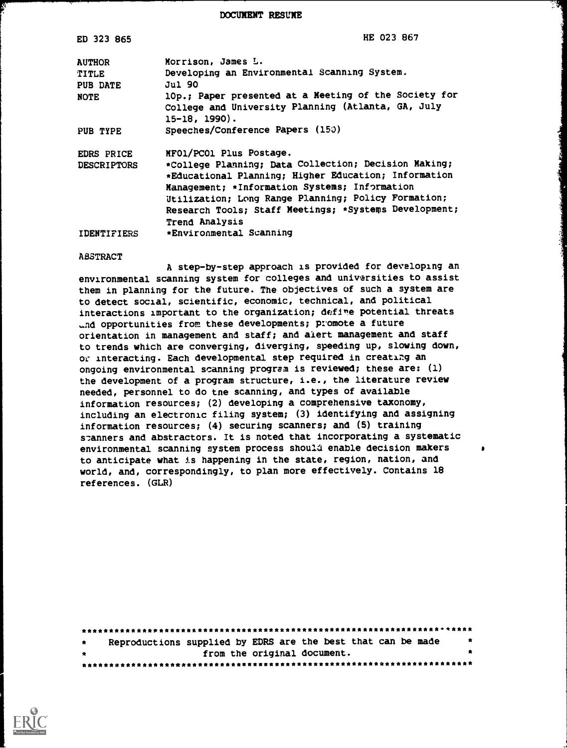# DOCUMENT RESUME

| | |
|---|---|
| ED 323 865 | HE 023 867 |
| AUTHOR | Morrison, James L. |
| TITLE | Developing an Environmental Scanning System. |
| PUB DATE | Jul 90 |
| NOTE | 10p.; Paper presented at a Meeting of the Society for College and University Planning (Atlanta, GA, July 15-18, 1990). |
| PUB TYPE | Speeches/Conference Papers (150) |
| EDRS PRICE | MF01/PC01 Plus Postage. |
| DESCRIPTORS | *College Planning; Data Collection; Decision Making; *Educational Planning; Higher Education; Information Management; *Information Systems; Information Utilization; Long Range Planning; Policy Formation; Research Tools; Staff Meetings; *Systems Development; Trend Analysis |
| IDENTIFIERS | *Environmental Scanning |

ABSTRACT

A step-by-step approach is provided for developing an environmental scanning system for colleges and universities to assist them in planning for the future. The objectives of such a system are to detect social, scientific, economic, technical, and political interactions important to the organization; define potential threats and opportunities from these developments; promote a future orientation in management and staff; and alert management and staff to trends which are converging, diverging, speeding up, slowing down, or interacting. Each developmental step required in creating an ongoing environmental scanning program is reviewed; these are: (1) the development of a program structure, i.e., the literature review needed, personnel to do the scanning, and types of available information resources; (2) developing a comprehensive taxonomy, including an electronic filing system; (3) identifying and assigning information resources; (4) securing scanners; and (5) training scanners and abstractors. It is noted that incorporating a systematic environmental scanning system process should enable decision makers to anticipate what is happening in the state, region, nation, and world, and, correspondingly, to plan more effectively. Contains 18 references. (GLR)

Reproductions supplied by EDRS are the best that can be made from the original document.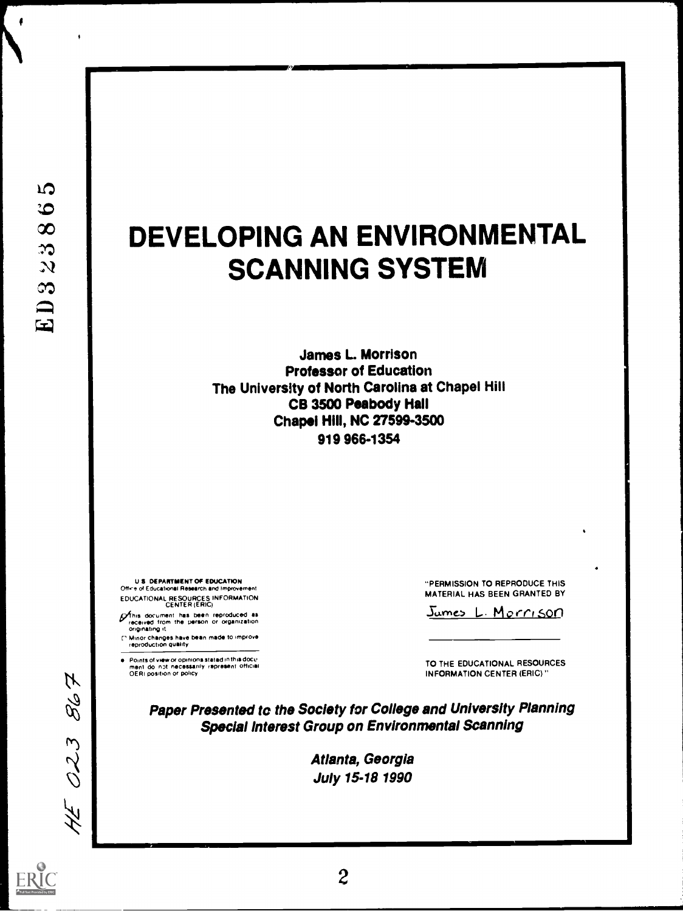ED323865

# DEVELOPING AN ENVIRONMENTAL SCANNING SYSTEM

**James L. Morrison**
**Professor of Education**
**The University of North Carolina at Chapel Hill**
**CB 3500 Peabody Hall**
**Chapel Hill, NC 27599-3500**
**919 966-1354**

U.S. DEPARTMENT OF EDUCATION
Office of Educational Research and Improvement
EDUCATIONAL RESOURCES INFORMATION CENTER (ERIC)

This document has been reproduced as received from the person or organization originating it.

Minor changes have been made to improve reproduction quality.

Points of view or opinions stated in this document do not necessarily represent official OERI position or policy.

"PERMISSION TO REPRODUCE THIS MATERIAL HAS BEEN GRANTED BY

James L. Morrison

TO THE EDUCATIONAL RESOURCES INFORMATION CENTER (ERIC)."

*Paper Presented to the Society for College and University Planning Special Interest Group on Environmental Scanning*

*Atlanta, Georgia*
*July 15-18 1990*

HE 023 867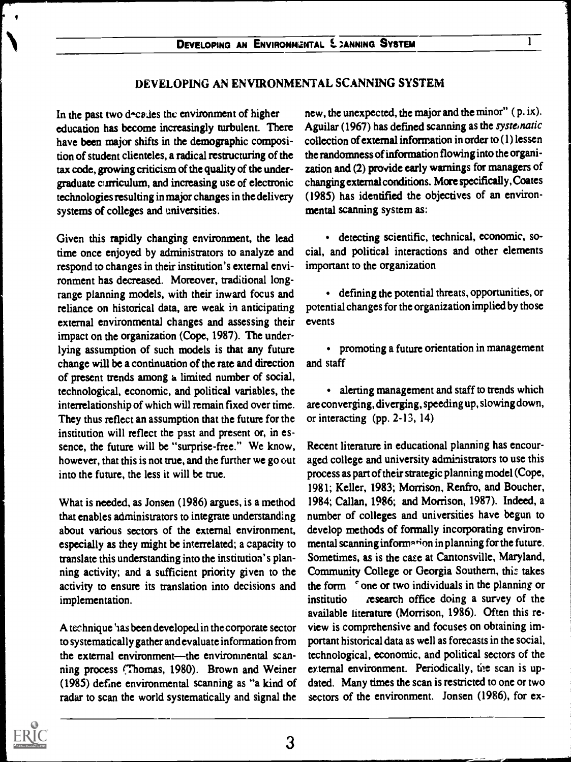# DEVELOPING AN ENVIRONMENTAL SCANNING SYSTEM

In the past two decades the environment of higher education has become increasingly turbulent. There have been major shifts in the demographic composition of student clienteles, a radical restructuring of the tax code, growing criticism of the quality of the undergraduate curriculum, and increasing use of electronic technologies resulting in major changes in the delivery systems of colleges and universities.

Given this rapidly changing environment, the lead time once enjoyed by administrators to analyze and respond to changes in their institution's external environment has decreased. Moreover, traditional long-range planning models, with their inward focus and reliance on historical data, are weak in anticipating external environmental changes and assessing their impact on the organization (Cope, 1987). The underlying assumption of such models is that any future change will be a continuation of the rate and direction of present trends among a limited number of social, technological, economic, and political variables, the interrelationship of which will remain fixed over time. They thus reflect an assumption that the future for the institution will reflect the past and present or, in essence, the future will be "surprise-free." We know, however, that this is not true, and the further we go out into the future, the less it will be true.

What is needed, as Jonsen (1986) argues, is a method that enables administrators to integrate understanding about various sectors of the external environment, especially as they might be interrelated; a capacity to translate this understanding into the institution's planning activity; and a sufficient priority given to the activity to ensure its translation into decisions and implementation.

A technique has been developed in the corporate sector to systematically gather and evaluate information from the external environment—the environmental scanning process (Thomas, 1980). Brown and Weiner (1985) define environmental scanning as "a kind of radar to scan the world systematically and signal the new, the unexpected, the major and the minor" ( p. ix). Aguilar (1967) has defined scanning as the *systematic* collection of external information in order to (1) lessen the randomness of information flowing into the organization and (2) provide early warnings for managers of changing external conditions. More specifically, Coates (1985) has identified the objectives of an environmental scanning system as:

- detecting scientific, technical, economic, social, and political interactions and other elements important to the organization
- defining the potential threats, opportunities, or potential changes for the organization implied by those events
- promoting a future orientation in management and staff
- alerting management and staff to trends which are converging, diverging, speeding up, slowing down, or interacting (pp. 2-13, 14)

Recent literature in educational planning has encouraged college and university administrators to use this process as part of their strategic planning model (Cope, 1981; Keller, 1983; Morrison, Renfro, and Boucher, 1984; Callan, 1986; and Morrison, 1987). Indeed, a number of colleges and universities have begun to develop methods of formally incorporating environmental scanning information in planning for the future. Sometimes, as is the case at Cantonsville, Maryland, Community College or Georgia Southern, this takes the form of one or two individuals in the planning or institutional research office doing a survey of the available literature (Morrison, 1986). Often this review is comprehensive and focuses on obtaining important historical data as well as forecasts in the social, technological, economic, and political sectors of the external environment. Periodically, the scan is updated. Many times the scan is restricted to one or two sectors of the environment. Jonsen (1986), for ex-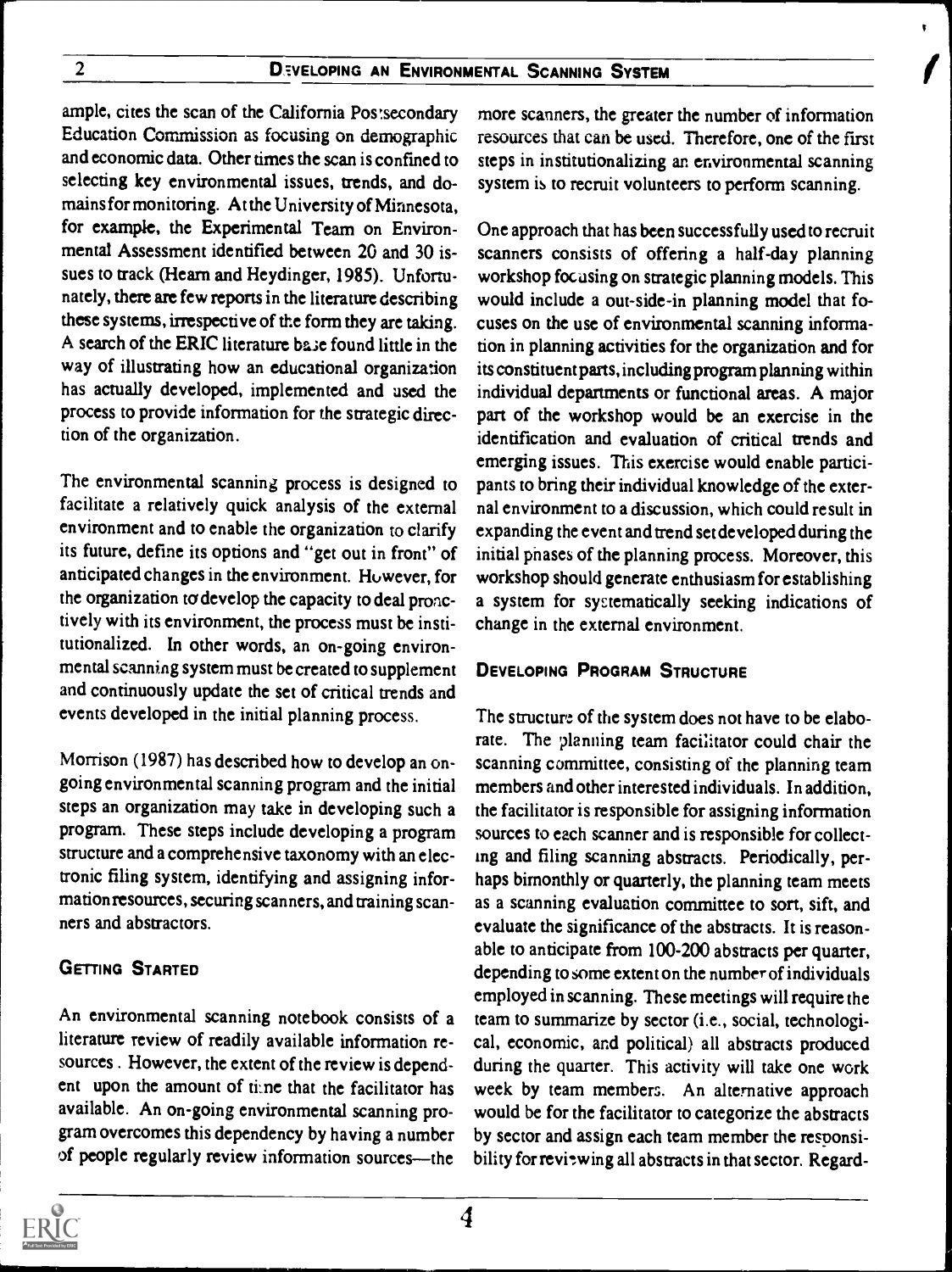ample, cites the scan of the California Postsecondary Education Commission as focusing on demographic and economic data. Other times the scan is confined to selecting key environmental issues, trends, and domains for monitoring. At the University of Minnesota, for example, the Experimental Team on Environmental Assessment identified between 20 and 30 issues to track (Hearn and Heydinger, 1985). Unfortunately, there are few reports in the literature describing these systems, irrespective of the form they are taking. A search of the ERIC literature base found little in the way of illustrating how an educational organization has actually developed, implemented and used the process to provide information for the strategic direction of the organization.

The environmental scanning process is designed to facilitate a relatively quick analysis of the external environment and to enable the organization to clarify its future, define its options and "get out in front" of anticipated changes in the environment. However, for the organization to develop the capacity to deal proactively with its environment, the process must be institutionalized. In other words, an on-going environmental scanning system must be created to supplement and continuously update the set of critical trends and events developed in the initial planning process.

Morrison (1987) has described how to develop an on-going environmental scanning program and the initial steps an organization may take in developing such a program. These steps include developing a program structure and a comprehensive taxonomy with an electronic filing system, identifying and assigning information resources, securing scanners, and training scanners and abstractors.

## Getting Started

An environmental scanning notebook consists of a literature review of readily available information resources. However, the extent of the review is dependent upon the amount of time that the facilitator has available. An on-going environmental scanning program overcomes this dependency by having a number of people regularly review information sources—the more scanners, the greater the number of information resources that can be used. Therefore, one of the first steps in institutionalizing an environmental scanning system is to recruit volunteers to perform scanning.

One approach that has been successfully used to recruit scanners consists of offering a half-day planning workshop focusing on strategic planning models. This would include a out-side-in planning model that focuses on the use of environmental scanning information in planning activities for the organization and for its constituent parts, including program planning within individual departments or functional areas. A major part of the workshop would be an exercise in the identification and evaluation of critical trends and emerging issues. This exercise would enable participants to bring their individual knowledge of the external environment to a discussion, which could result in expanding the event and trend set developed during the initial phases of the planning process. Moreover, this workshop should generate enthusiasm for establishing a system for systematically seeking indications of change in the external environment.

## Developing Program Structure

The structure of the system does not have to be elaborate. The planning team facilitator could chair the scanning committee, consisting of the planning team members and other interested individuals. In addition, the facilitator is responsible for assigning information sources to each scanner and is responsible for collecting and filing scanning abstracts. Periodically, perhaps bimonthly or quarterly, the planning team meets as a scanning evaluation committee to sort, sift, and evaluate the significance of the abstracts. It is reasonable to anticipate from 100-200 abstracts per quarter, depending to some extent on the number of individuals employed in scanning. These meetings will require the team to summarize by sector (i.e., social, technological, economic, and political) all abstracts produced during the quarter. This activity will take one work week by team members. An alternative approach would be for the facilitator to categorize the abstracts by sector and assign each team member the responsibility for reviewing all abstracts in that sector. Regard-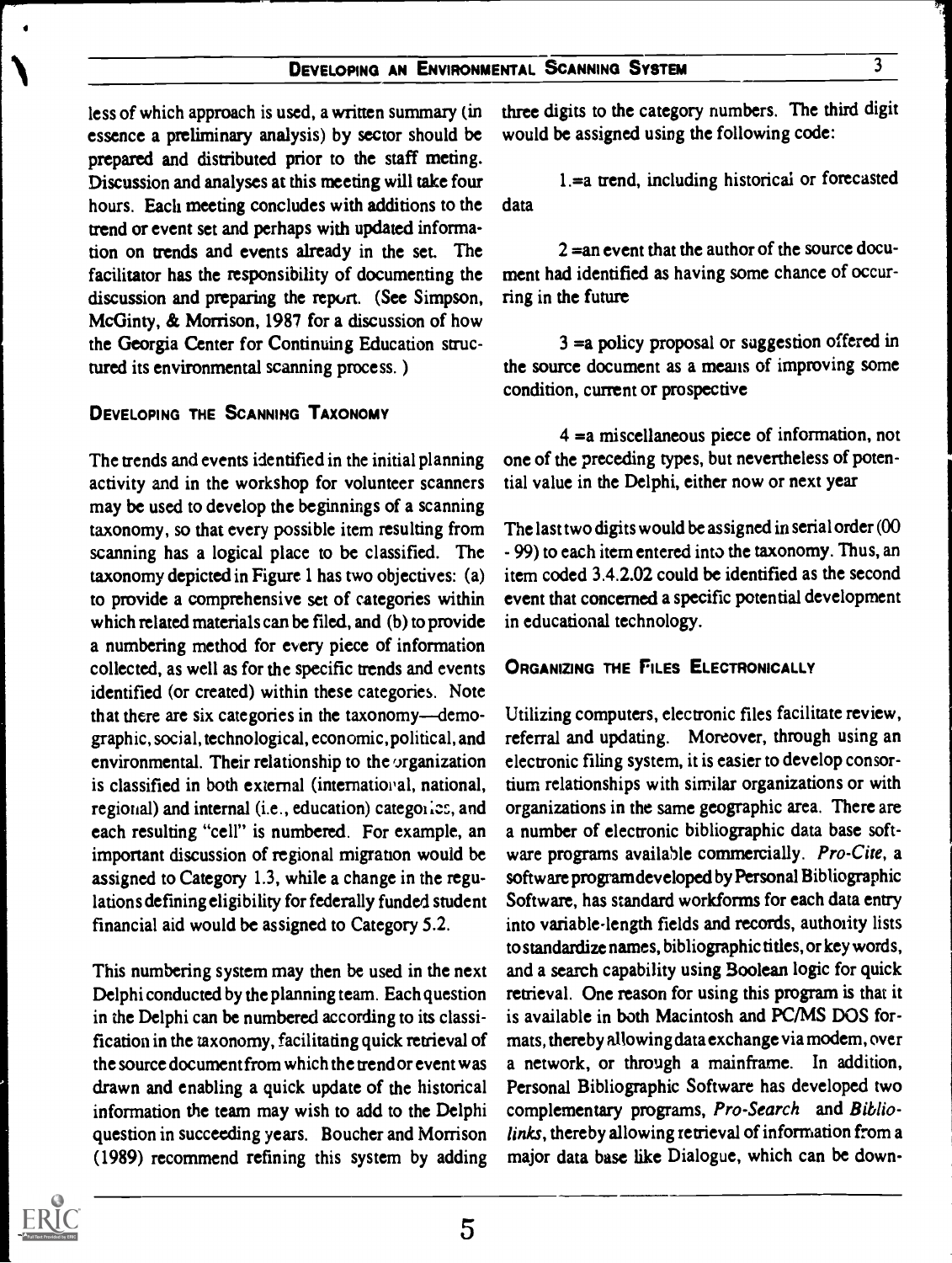less of which approach is used, a written summary (in essence a preliminary analysis) by sector should be prepared and distributed prior to the staff meting. Discussion and analyses at this meeting will take four hours. Each meeting concludes with additions to the trend or event set and perhaps with updated information on trends and events already in the set. The facilitator has the responsibility of documenting the discussion and preparing the report. (See Simpson, McGinty, & Morrison, 1987 for a discussion of how the Georgia Center for Continuing Education structured its environmental scanning process.)

### Developing the Scanning Taxonomy

The trends and events identified in the initial planning activity and in the workshop for volunteer scanners may be used to develop the beginnings of a scanning taxonomy, so that every possible item resulting from scanning has a logical place to be classified. The taxonomy depicted in Figure 1 has two objectives: (a) to provide a comprehensive set of categories within which related materials can be filed, and (b) to provide a numbering method for every piece of information collected, as well as for the specific trends and events identified (or created) within these categories. Note that there are six categories in the taxonomy—demographic, social, technological, economic, political, and environmental. Their relationship to the organization is classified in both external (international, national, regional) and internal (i.e., education) categories, and each resulting "cell" is numbered. For example, an important discussion of regional migration would be assigned to Category 1.3, while a change in the regulations defining eligibility for federally funded student financial aid would be assigned to Category 5.2.

This numbering system may then be used in the next Delphi conducted by the planning team. Each question in the Delphi can be numbered according to its classification in the taxonomy, facilitating quick retrieval of the source document from which the trend or event was drawn and enabling a quick update of the historical information the team may wish to add to the Delphi question in succeeding years. Boucher and Morrison (1989) recommend refining this system by adding three digits to the category numbers. The third digit would be assigned using the following code:

1.=a trend, including historical or forecasted data

2 =an event that the author of the source document had identified as having some chance of occurring in the future

3 =a policy proposal or suggestion offered in the source document as a means of improving some condition, current or prospective

4 =a miscellaneous piece of information, not one of the preceding types, but nevertheless of potential value in the Delphi, either now or next year

The last two digits would be assigned in serial order (00 - 99) to each item entered into the taxonomy. Thus, an item coded 3.4.2.02 could be identified as the second event that concerned a specific potential development in educational technology.

### Organizing the Files Electronically

Utilizing computers, electronic files facilitate review, referral and updating. Moreover, through using an electronic filing system, it is easier to develop consortium relationships with similar organizations or with organizations in the same geographic area. There are a number of electronic bibliographic data base software programs available commercially. *Pro-Cite*, a software program developed by Personal Bibliographic Software, has standard workforms for each data entry into variable-length fields and records, authority lists to standardize names, bibliographic titles, or key words, and a search capability using Boolean logic for quick retrieval. One reason for using this program is that it is available in both Macintosh and PC/MS DOS formats, thereby allowing data exchange via modem, over a network, or through a mainframe. In addition, Personal Bibliographic Software has developed two complementary programs, *Pro-Search* and *Biblio-links*, thereby allowing retrieval of information from a major data base like Dialogue, which can be down-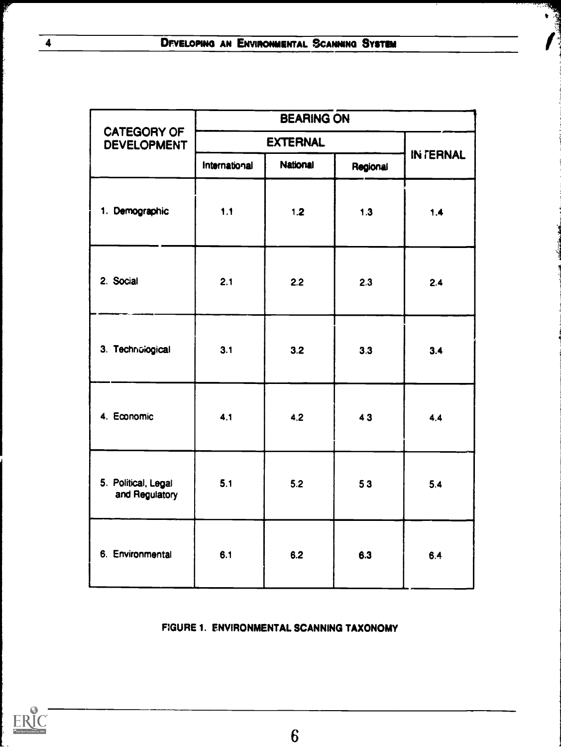| CATEGORY OF DEVELOPMENT | BEARING ON | | | |
|---|---|---|---|---|
| | EXTERNAL | | | INTERNAL |
| | International | National | Regional | |
| 1. Demographic | 1.1 | 1.2 | 1.3 | 1.4 |
| 2. Social | 2.1 | 2.2 | 2.3 | 2.4 |
| 3. Technological | 3.1 | 3.2 | 3.3 | 3.4 |
| 4. Economic | 4.1 | 4.2 | 4.3 | 4.4 |
| 5. Political, Legal and Regulatory | 5.1 | 5.2 | 5.3 | 5.4 |
| 6. Environmental | 6.1 | 6.2 | 6.3 | 6.4 |

FIGURE 1. ENVIRONMENTAL SCANNING TAXONOMY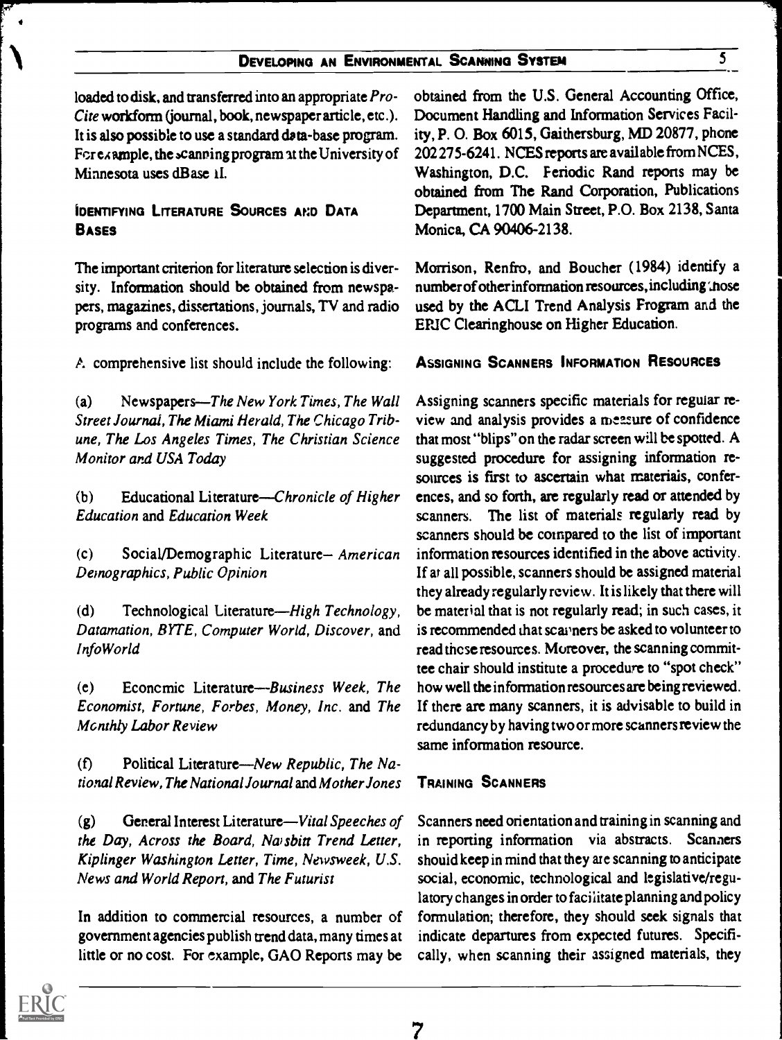loaded to disk, and transferred into an appropriate *Pro-Cite* workform (journal, book, newspaper article, etc.). It is also possible to use a standard data-base program. For example, the scanning program at the University of Minnesota uses dBase II.

### Identifying Literature Sources and Data Bases

The important criterion for literature selection is diversity. Information should be obtained from newspapers, magazines, dissertations, journals, TV and radio programs and conferences.

A comprehensive list should include the following:

(a) Newspapers—*The New York Times, The Wall Street Journal, The Miami Herald, The Chicago Tribune, The Los Angeles Times, The Christian Science Monitor and USA Today*

(b) Educational Literature—*Chronicle of Higher Education* and *Education Week*

(c) Social/Demographic Literature– *American Demographics, Public Opinion*

(d) Technological Literature—*High Technology, Datamation, BYTE, Computer World, Discover*, and *InfoWorld*

(e) Economic Literature—*Business Week, The Economist, Fortune, Forbes, Money, Inc.* and *The Monthly Labor Review*

(f) Political Literature—*New Republic, The National Review, The National Journal* and *Mother Jones*

(g) General Interest Literature—*Vital Speeches of the Day, Across the Board, Naisbitt Trend Letter, Kiplinger Washington Letter, Time, Newsweek, U.S. News and World Report*, and *The Futurist*

In addition to commercial resources, a number of government agencies publish trend data, many times at little or no cost. For example, GAO Reports may be obtained from the U.S. General Accounting Office, Document Handling and Information Services Facility, P. O. Box 6015, Gaithersburg, MD 20877, phone 202 275-6241. NCES reports are available from NCES, Washington, D.C. Periodic Rand reports may be obtained from The Rand Corporation, Publications Department, 1700 Main Street, P.O. Box 2138, Santa Monica, CA 90406-2138.

Morrison, Renfro, and Boucher (1984) identify a number of other information resources, including those used by the ACLI Trend Analysis Program and the ERIC Clearinghouse on Higher Education.

### Assigning Scanners Information Resources

Assigning scanners specific materials for regular review and analysis provides a measure of confidence that most "blips" on the radar screen will be spotted. A suggested procedure for assigning information resources is first to ascertain what materials, conferences, and so forth, are regularly read or attended by scanners. The list of materials regularly read by scanners should be compared to the list of important information resources identified in the above activity. If at all possible, scanners should be assigned material they already regularly review. It is likely that there will be material that is not regularly read; in such cases, it is recommended that scanners be asked to volunteer to read these resources. Moreover, the scanning committee chair should institute a procedure to "spot check" how well the information resources are being reviewed. If there are many scanners, it is advisable to build in redundancy by having two or more scanners review the same information resource.

### Training Scanners

Scanners need orientation and training in scanning and in reporting information via abstracts. Scanners should keep in mind that they are scanning to anticipate social, economic, technological and legislative/regulatory changes in order to facilitate planning and policy formulation; therefore, they should seek signals that indicate departures from expected futures. Specifically, when scanning their assigned materials, they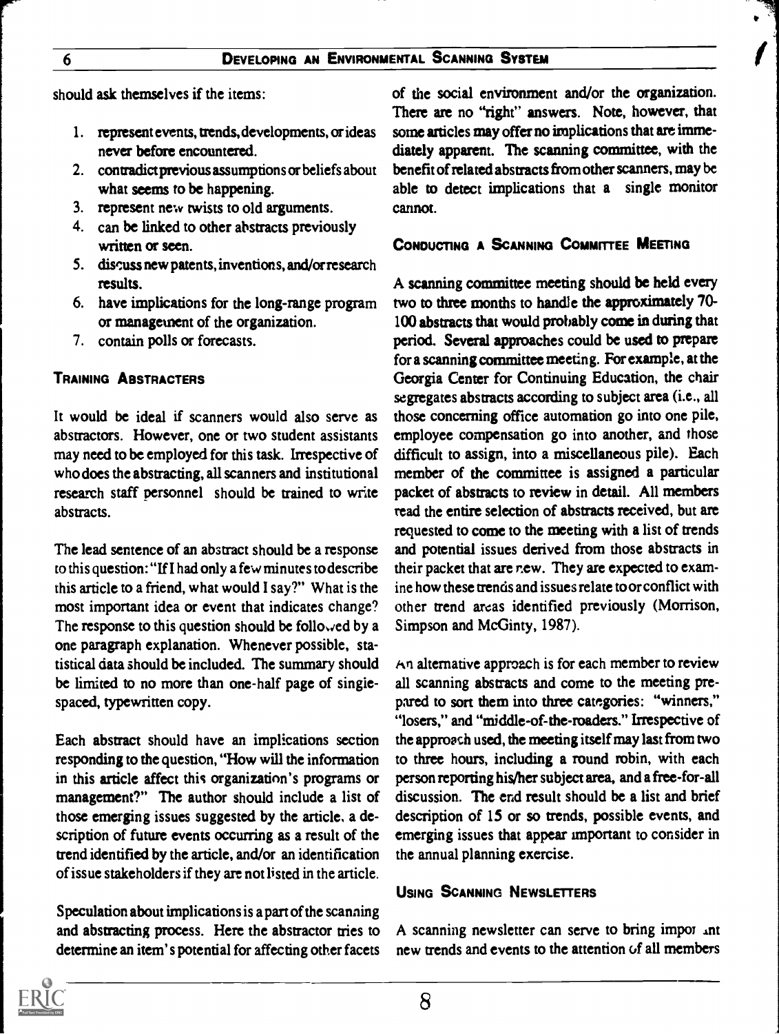should ask themselves if the items:

1. represent events, trends, developments, or ideas never before encountered.
2. contradict previous assumptions or beliefs about what seems to be happening.
3. represent new twists to old arguments.
4. can be linked to other abstracts previously written or seen.
5. discuss new patents, inventions, and/or research results.
6. have implications for the long-range program or management of the organization.
7. contain polls or forecasts.

### Training Abstracters

It would be ideal if scanners would also serve as abstractors. However, one or two student assistants may need to be employed for this task. Irrespective of who does the abstracting, all scanners and institutional research staff personnel should be trained to write abstracts.

The lead sentence of an abstract should be a response to this question: "If I had only a few minutes to describe this article to a friend, what would I say?" What is the most important idea or event that indicates change? The response to this question should be followed by a one paragraph explanation. Whenever possible, statistical data should be included. The summary should be limited to no more than one-half page of single-spaced, typewritten copy.

Each abstract should have an implications section responding to the question, "How will the information in this article affect this organization's programs or management?" The author should include a list of those emerging issues suggested by the article, a description of future events occurring as a result of the trend identified by the article, and/or an identification of issue stakeholders if they are not listed in the article.

Speculation about implications is a part of the scanning and abstracting process. Here the abstractor tries to determine an item's potential for affecting other facets of the social environment and/or the organization. There are no "right" answers. Note, however, that some articles may offer no implications that are immediately apparent. The scanning committee, with the benefit of related abstracts from other scanners, may be able to detect implications that a single monitor cannot.

### Conducting a Scanning Committee Meeting

A scanning committee meeting should be held every two to three months to handle the approximately 70-100 abstracts that would probably come in during that period. Several approaches could be used to prepare for a scanning committee meeting. For example, at the Georgia Center for Continuing Education, the chair segregates abstracts according to subject area (i.e., all those concerning office automation go into one pile, employee compensation go into another, and those difficult to assign, into a miscellaneous pile). Each member of the committee is assigned a particular packet of abstracts to review in detail. All members read the entire selection of abstracts received, but are requested to come to the meeting with a list of trends and potential issues derived from those abstracts in their packet that are new. They are expected to examine how these trends and issues relate to or conflict with other trend areas identified previously (Morrison, Simpson and McGinty, 1987).

An alternative approach is for each member to review all scanning abstracts and come to the meeting prepared to sort them into three categories: "winners," "losers," and "middle-of-the-roaders." Irrespective of the approach used, the meeting itself may last from two to three hours, including a round robin, with each person reporting his/her subject area, and a free-for-all discussion. The end result should be a list and brief description of 15 or so trends, possible events, and emerging issues that appear important to consider in the annual planning exercise.

### Using Scanning Newsletters

A scanning newsletter can serve to bring important new trends and events to the attention of all members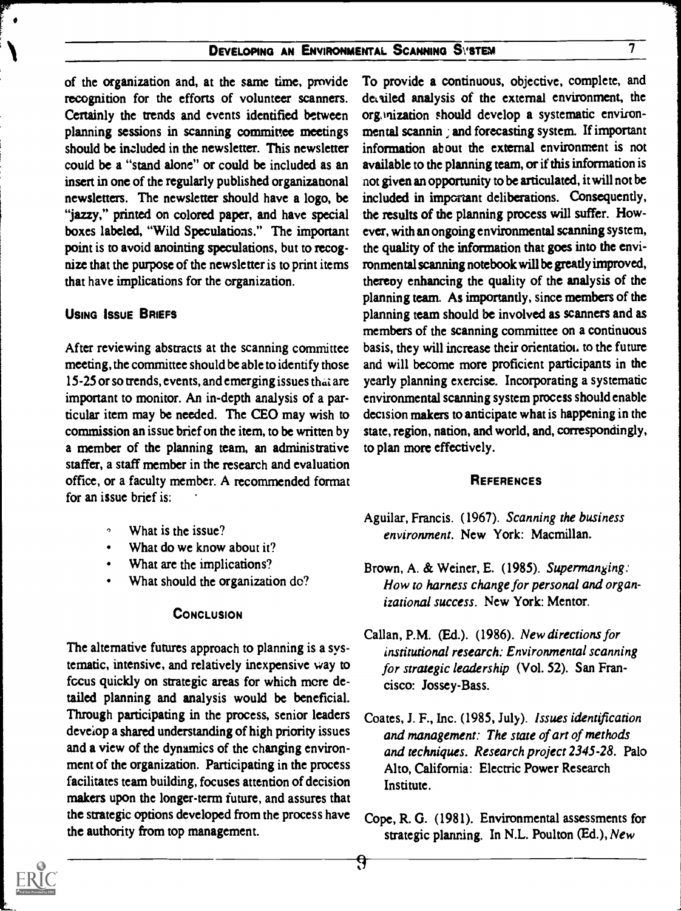of the organization and, at the same time, provide recognition for the efforts of volunteer scanners. Certainly the trends and events identified between planning sessions in scanning committee meetings should be included in the newsletter. This newsletter could be a "stand alone" or could be included as an insert in one of the regularly published organizational newsletters. The newsletter should have a logo, be "jazzy," printed on colored paper, and have special boxes labeled, "Wild Speculations." The important point is to avoid anointing speculations, but to recognize that the purpose of the newsletter is to print items that have implications for the organization.

## Using Issue Briefs

After reviewing abstracts at the scanning committee meeting, the committee should be able to identify those 15-25 or so trends, events, and emerging issues that are important to monitor. An in-depth analysis of a particular item may be needed. The CEO may wish to commission an issue brief on the item, to be written by a member of the planning team, an administrative staffer, a staff member in the research and evaluation office, or a faculty member. A recommended format for an issue brief is:

- What is the issue?
- What do we know about it?
- What are the implications?
- What should the organization do?

## Conclusion

The alternative futures approach to planning is a systematic, intensive, and relatively inexpensive way to focus quickly on strategic areas for which more detailed planning and analysis would be beneficial. Through participating in the process, senior leaders develop a shared understanding of high priority issues and a view of the dynamics of the changing environment of the organization. Participating in the process facilitates team building, focuses attention of decision makers upon the longer-term future, and assures that the strategic options developed from the process have the authority from top management.

To provide a continuous, objective, complete, and detailed analysis of the external environment, the organization should develop a systematic environmental scanning and forecasting system. If important information about the external environment is not available to the planning team, or if this information is not given an opportunity to be articulated, it will not be included in important deliberations. Consequently, the results of the planning process will suffer. However, with an ongoing environmental scanning system, the quality of the information that goes into the environmental scanning notebook will be greatly improved, thereby enhancing the quality of the analysis of the planning team. As importantly, since members of the planning team should be involved as scanners and as members of the scanning committee on a continuous basis, they will increase their orientation to the future and will become more proficient participants in the yearly planning exercise. Incorporating a systematic environmental scanning system process should enable decision makers to anticipate what is happening in the state, region, nation, and world, and, correspondingly, to plan more effectively.

## References

Aguilar, Francis. (1967). *Scanning the business environment*. New York: Macmillan.

Brown, A. & Weiner, E. (1985). *Supermanaging: How to harness change for personal and organizational success*. New York: Mentor.

Callan, P.M. (Ed.). (1986). *New directions for institutional research: Environmental scanning for strategic leadership* (Vol. 52). San Francisco: Jossey-Bass.

Coates, J. F., Inc. (1985, July). *Issues identification and management: The state of art of methods and techniques. Research project 2345-28*. Palo Alto, California: Electric Power Research Institute.

Cope, R. G. (1981). Environmental assessments for strategic planning. In N.L. Poulton (Ed.), *New*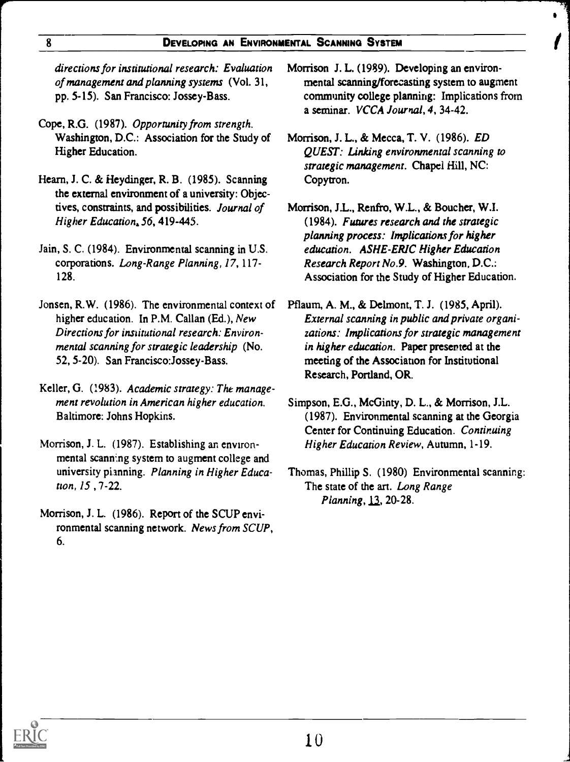*directions for institutional research: Evaluation of management and planning systems* (Vol. 31, pp. 5-15). San Francisco: Jossey-Bass.

Cope, R.G. (1987). *Opportunity from strength.* Washington, D.C.: Association for the Study of Higher Education.

Hearn, J. C. & Heydinger, R. B. (1985). Scanning the external environment of a university: Objectives, constraints, and possibilities. *Journal of Higher Education, 56*, 419-445.

Jain, S. C. (1984). Environmental scanning in U.S. corporations. *Long-Range Planning, 17*, 117-128.

Jonsen, R.W. (1986). The environmental context of higher education. In P.M. Callan (Ed.), *New Directions for institutional research: Environmental scanning for strategic leadership* (No. 52, 5-20). San Francisco:Jossey-Bass.

Keller, G. (1983). *Academic strategy: The management revolution in American higher education.* Baltimore: Johns Hopkins.

Morrison, J. L. (1987). Establishing an environmental scanning system to augment college and university planning. *Planning in Higher Education, 15*, 7-22.

Morrison, J. L. (1986). Report of the SCUP environmental scanning network. *News from SCUP*, 6.

Morrison J. L. (1989). Developing an environmental scanning/forecasting system to augment community college planning: Implications from a seminar. *VCCA Journal, 4*, 34-42.

Morrison, J. L., & Mecca, T. V. (1986). *ED QUEST: Linking environmental scanning to strategic management.* Chapel Hill, NC: Copytron.

Morrison, J.L., Renfro, W.L., & Boucher, W.I. (1984). *Futures research and the strategic planning process: Implications for higher education. ASHE-ERIC Higher Education Research Report No.9.* Washington, D.C.: Association for the Study of Higher Education.

Pflaum, A. M., & Delmont, T. J. (1985, April). *External scanning in public and private organizations: Implications for strategic management in higher education.* Paper presented at the meeting of the Association for Institutional Research, Portland, OR.

Simpson, E.G., McGinty, D. L., & Morrison, J.L. (1987). Environmental scanning at the Georgia Center for Continuing Education. *Continuing Higher Education Review*, Autumn, 1-19.

Thomas, Phillip S. (1980) Environmental scanning: The state of the art. *Long Range Planning*, 13, 20-28.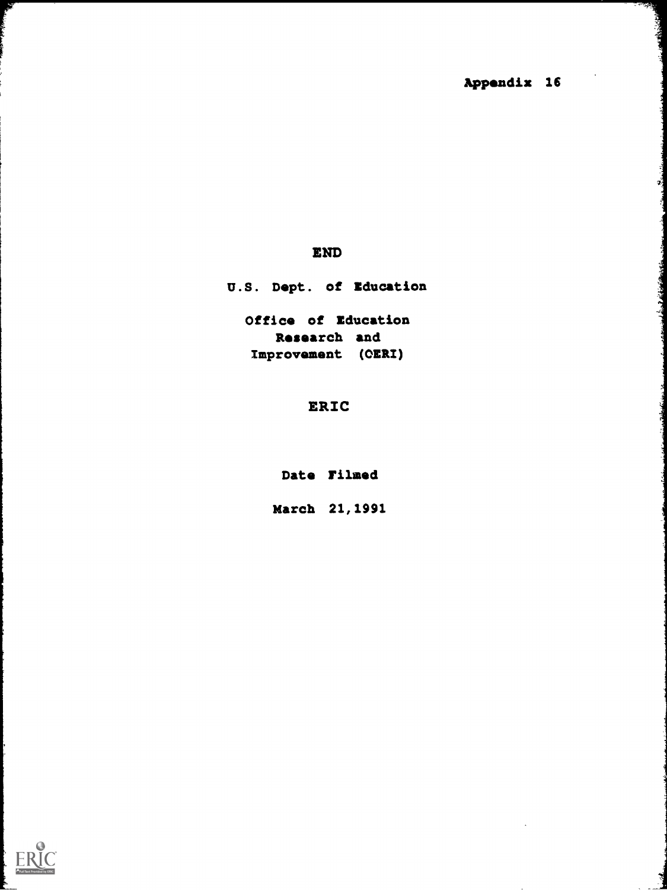Appendix 16

END

U.S. Dept. of Education

Office of Education
Research and
Improvement (OERI)

ERIC

Date Filmed

March 21,1991